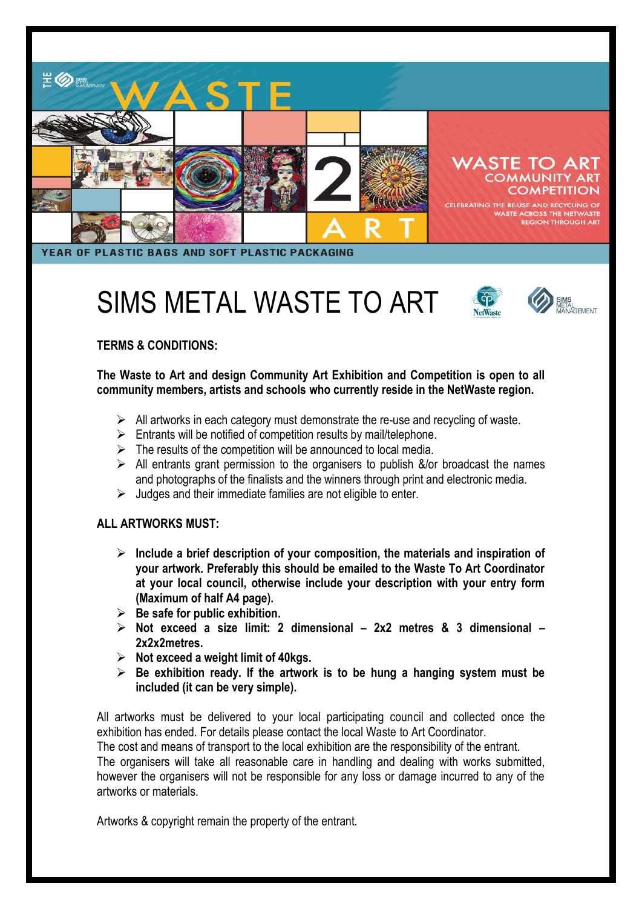THE WASTE 2 ART

WASTE TO ART
COMMUNITY ART COMPETITION

CELEBRATING THE RE-USE AND RECYCLING OF WASTE ACROSS THE NETWASTE REGION THROUGH ART

YEAR OF PLASTIC BAGS AND SOFT PLASTIC PACKAGING

# SIMS METAL WASTE TO ART

**TERMS & CONDITIONS:**

**The Waste to Art and design Community Art Exhibition and Competition is open to all community members, artists and schools who currently reside in the NetWaste region.**

- All artworks in each category must demonstrate the re-use and recycling of waste.
- Entrants will be notified of competition results by mail/telephone.
- The results of the competition will be announced to local media.
- All entrants grant permission to the organisers to publish &/or broadcast the names and photographs of the finalists and the winners through print and electronic media.
- Judges and their immediate families are not eligible to enter.

**ALL ARTWORKS MUST:**

- **Include a brief description of your composition, the materials and inspiration of your artwork. Preferably this should be emailed to the Waste To Art Coordinator at your local council, otherwise include your description with your entry form (Maximum of half A4 page).**
- **Be safe for public exhibition.**
- **Not exceed a size limit: 2 dimensional – 2x2 metres & 3 dimensional – 2x2x2metres.**
- **Not exceed a weight limit of 40kgs.**
- **Be exhibition ready. If the artwork is to be hung a hanging system must be included (it can be very simple).**

All artworks must be delivered to your local participating council and collected once the exhibition has ended. For details please contact the local Waste to Art Coordinator.
The cost and means of transport to the local exhibition are the responsibility of the entrant.
The organisers will take all reasonable care in handling and dealing with works submitted, however the organisers will not be responsible for any loss or damage incurred to any of the artworks or materials.

Artworks & copyright remain the property of the entrant.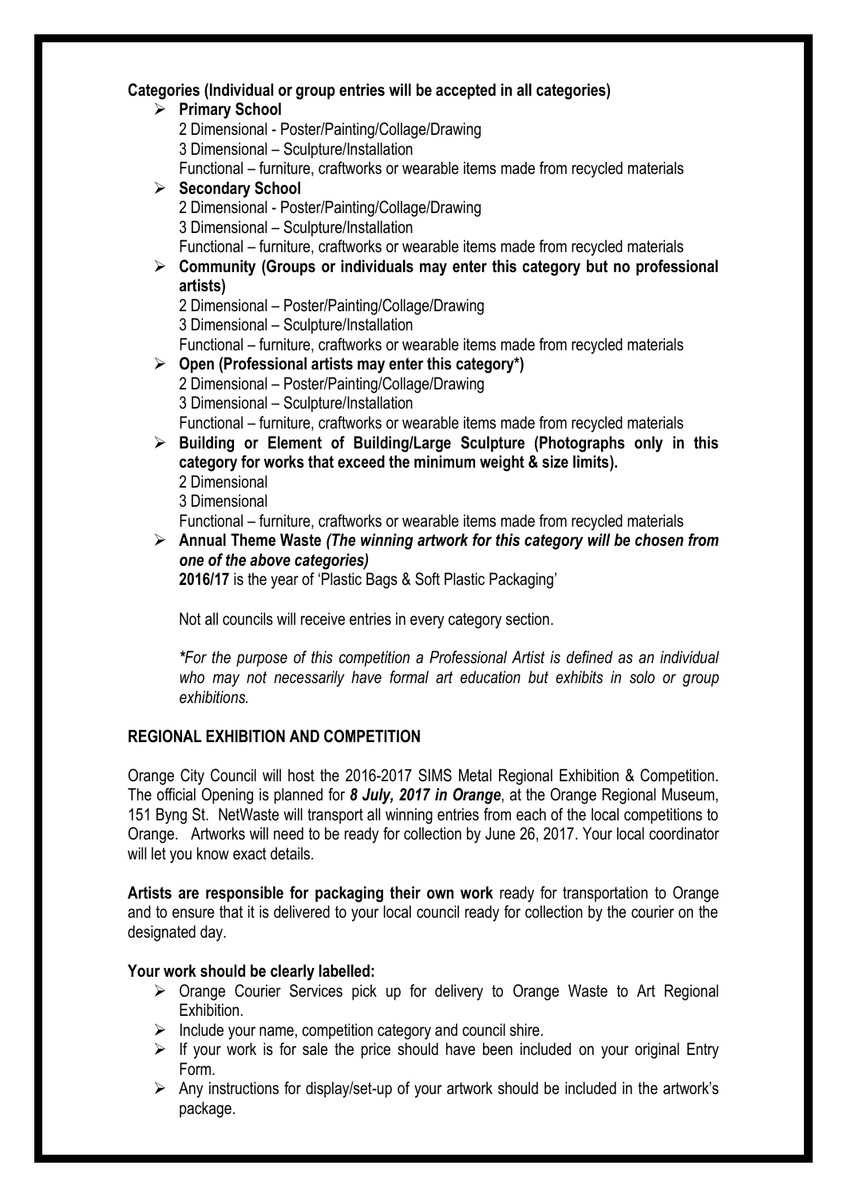**Categories (Individual or group entries will be accepted in all categories)**

- **Primary School**
  2 Dimensional - Poster/Painting/Collage/Drawing
  3 Dimensional – Sculpture/Installation
  Functional – furniture, craftworks or wearable items made from recycled materials
- **Secondary School**
  2 Dimensional - Poster/Painting/Collage/Drawing
  3 Dimensional – Sculpture/Installation
  Functional – furniture, craftworks or wearable items made from recycled materials
- **Community (Groups or individuals may enter this category but no professional artists)**
  2 Dimensional – Poster/Painting/Collage/Drawing
  3 Dimensional – Sculpture/Installation
  Functional – furniture, craftworks or wearable items made from recycled materials
- **Open (Professional artists may enter this category\*)**
  2 Dimensional – Poster/Painting/Collage/Drawing
  3 Dimensional – Sculpture/Installation
  Functional – furniture, craftworks or wearable items made from recycled materials
- **Building or Element of Building/Large Sculpture (Photographs only in this category for works that exceed the minimum weight & size limits).**
  2 Dimensional
  3 Dimensional
  Functional – furniture, craftworks or wearable items made from recycled materials
- **Annual Theme Waste** ***(The winning artwork for this category will be chosen from one of the above categories)***
  **2016/17** is the year of 'Plastic Bags & Soft Plastic Packaging'

  Not all councils will receive entries in every category section.

  *\*For the purpose of this competition a Professional Artist is defined as an individual who may not necessarily have formal art education but exhibits in solo or group exhibitions.*

## REGIONAL EXHIBITION AND COMPETITION

Orange City Council will host the 2016-2017 SIMS Metal Regional Exhibition & Competition. The official Opening is planned for ***8 July, 2017 in Orange***, at the Orange Regional Museum, 151 Byng St. NetWaste will transport all winning entries from each of the local competitions to Orange. Artworks will need to be ready for collection by June 26, 2017. Your local coordinator will let you know exact details.

**Artists are responsible for packaging their own work** ready for transportation to Orange and to ensure that it is delivered to your local council ready for collection by the courier on the designated day.

**Your work should be clearly labelled:**

- Orange Courier Services pick up for delivery to Orange Waste to Art Regional Exhibition.
- Include your name, competition category and council shire.
- If your work is for sale the price should have been included on your original Entry Form.
- Any instructions for display/set-up of your artwork should be included in the artwork's package.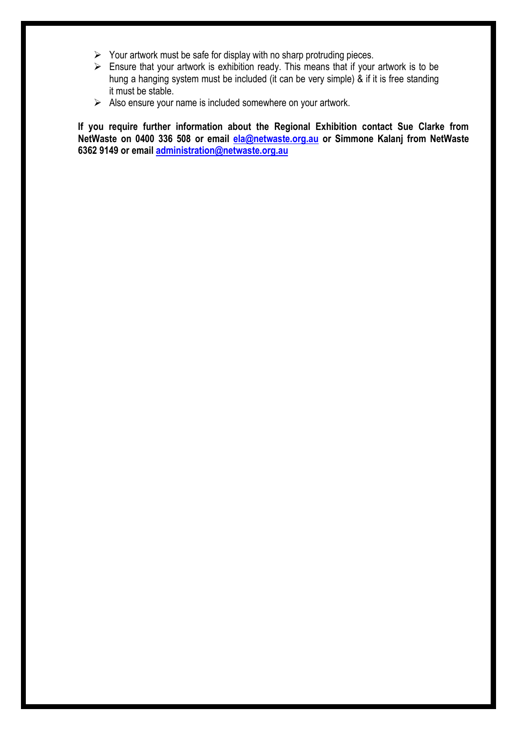- Your artwork must be safe for display with no sharp protruding pieces.
- Ensure that your artwork is exhibition ready. This means that if your artwork is to be hung a hanging system must be included (it can be very simple) & if it is free standing it must be stable.
- Also ensure your name is included somewhere on your artwork.

**If you require further information about the Regional Exhibition contact Sue Clarke from NetWaste on 0400 336 508 or email [ela@netwaste.org.au](mailto:ela@netwaste.org.au) or Simmone Kalanj from NetWaste 6362 9149 or email [administration@netwaste.org.au](mailto:administration@netwaste.org.au)**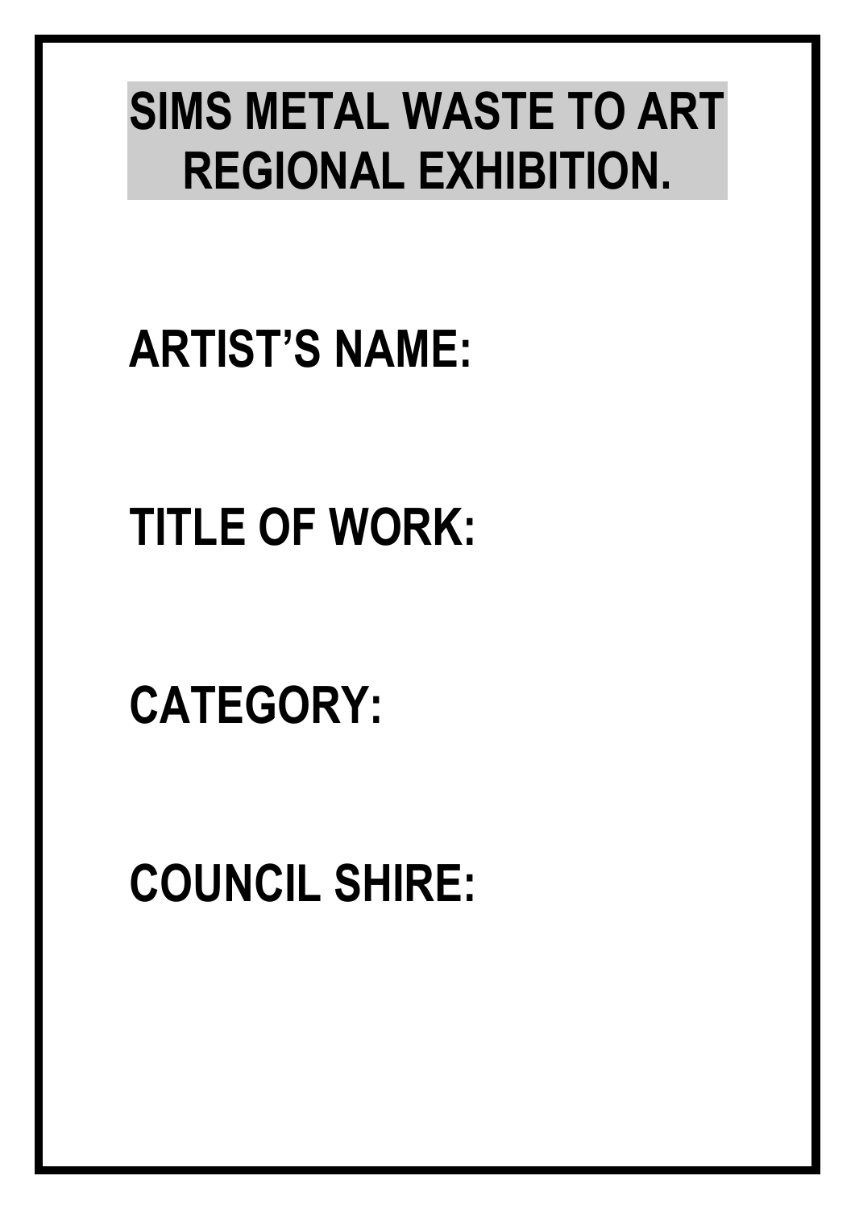# SIMS METAL WASTE TO ART REGIONAL EXHIBITION.

**ARTIST'S NAME:**

**TITLE OF WORK:**

**CATEGORY:**

**COUNCIL SHIRE:**